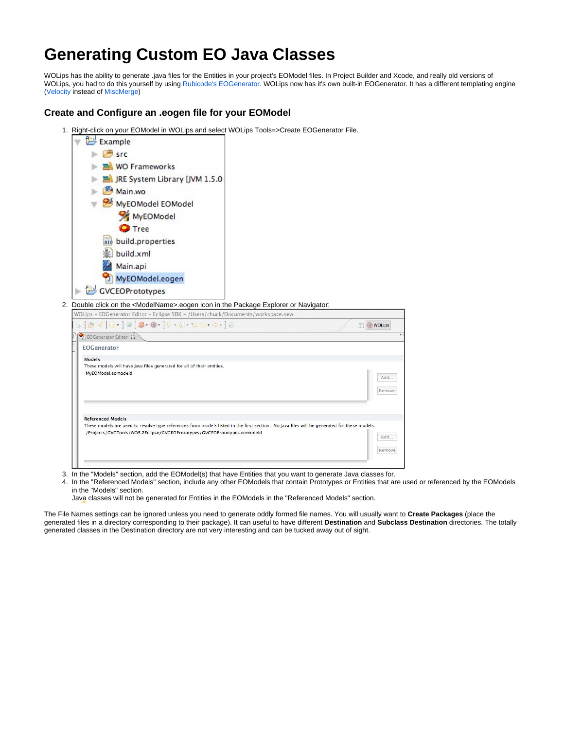# Generating Custom EO Java Classes

WOLips has the ability to generate .java files for the Entities in your project's EOModel files. In Project Builder and Xcode, and really old versions of WOLips, you had to do this yourself by using Rubicode's EOGenerator. WOLips now has it's own built-in EOGenerator. It has a different templating engine (Velocity instead of MiscMerge)

## Create and Configure an .eogen file for your EOModel

1. Right-click on your EOModel in WOLips and select WOLips Tools=>Create EOGenerator File.
2. Double click on the <ModelName>.eogen icon in the Package Explorer or Navigator:
3. In the "Models" section, add the EOModel(s) that have Entities that you want to generate Java classes for.
4. In the "Referenced Models" section, include any other EOModels that contain Prototypes or Entities that are used or referenced by the EOModels in the "Models" section.
   Java classes will not be generated for Entities in the EOModels in the "Referenced Models" section.

The File Names settings can be ignored unless you need to generate oddly formed file names. You will usually want to **Create Packages** (place the generated files in a directory corresponding to their package). It can useful to have different **Destination** and **Subclass Destination** directories. The totally generated classes in the Destination directory are not very interesting and can be tucked away out of sight.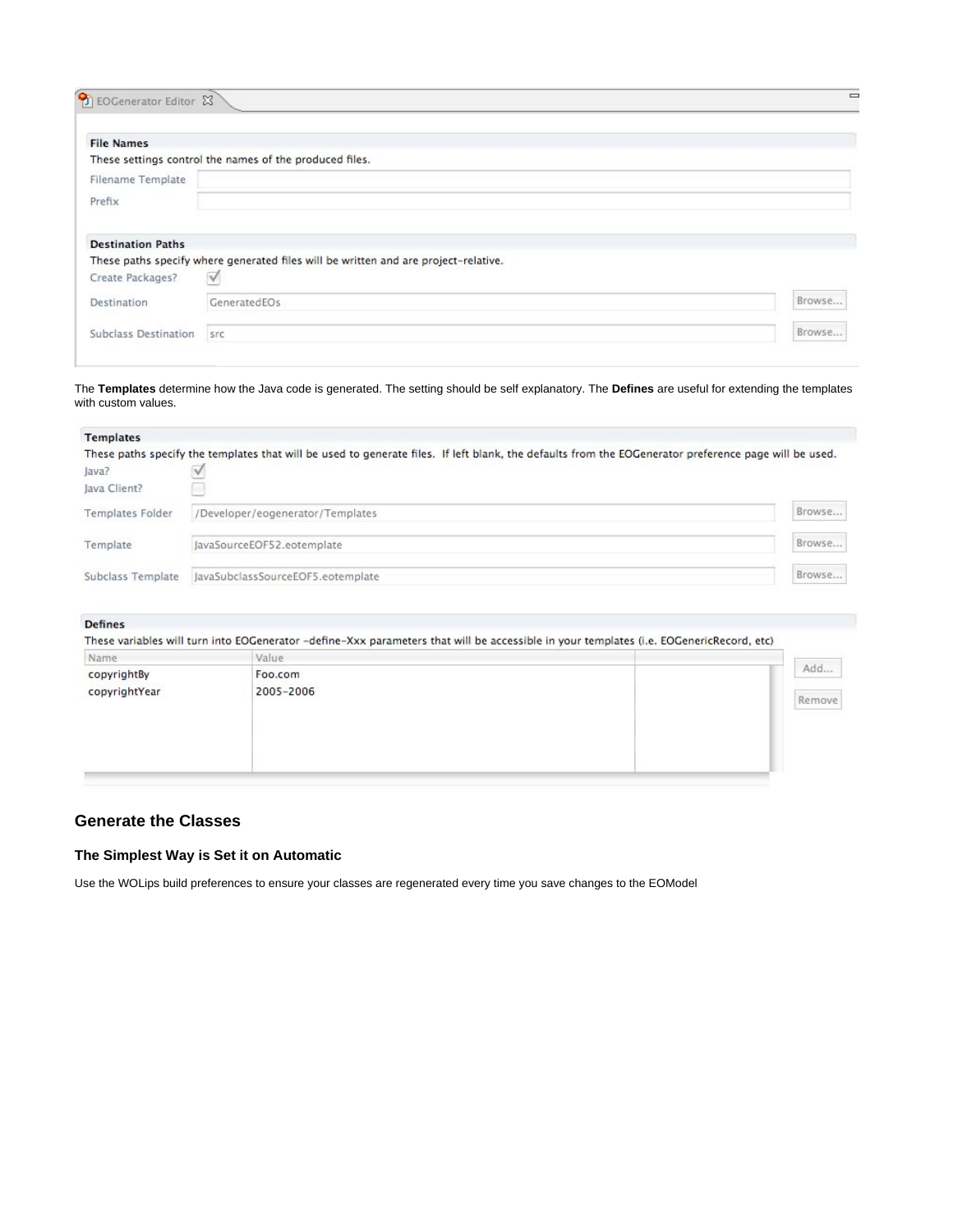EOGenerator Editor

**File Names**

These settings control the names of the produced files.

Filename Template

Prefix

**Destination Paths**

These paths specify where generated files will be written and are project-relative.

Create Packages? ✓

Destination: GeneratedEOs — Browse...

Subclass Destination: src — Browse...

The **Templates** determine how the Java code is generated. The setting should be self explanatory. The **Defines** are useful for extending the templates with custom values.

**Templates**

These paths specify the templates that will be used to generate files. If left blank, the defaults from the EOGenerator preference page will be used.

Java? ✓

Java Client?

Templates Folder: /Developer/eogenerator/Templates — Browse...

Template: JavaSourceEOF52.eotemplate — Browse...

Subclass Template: JavaSubclassSourceEOF5.eotemplate — Browse...

**Defines**

These variables will turn into EOGenerator -define-Xxx parameters that will be accessible in your templates (i.e. EOGenericRecord, etc)

| Name | Value |
| --- | --- |
| copyrightBy | Foo.com |
| copyrightYear | 2005-2006 |

Add... Remove

## Generate the Classes

### The Simplest Way is Set it on Automatic

Use the WOLips build preferences to ensure your classes are regenerated every time you save changes to the EOModel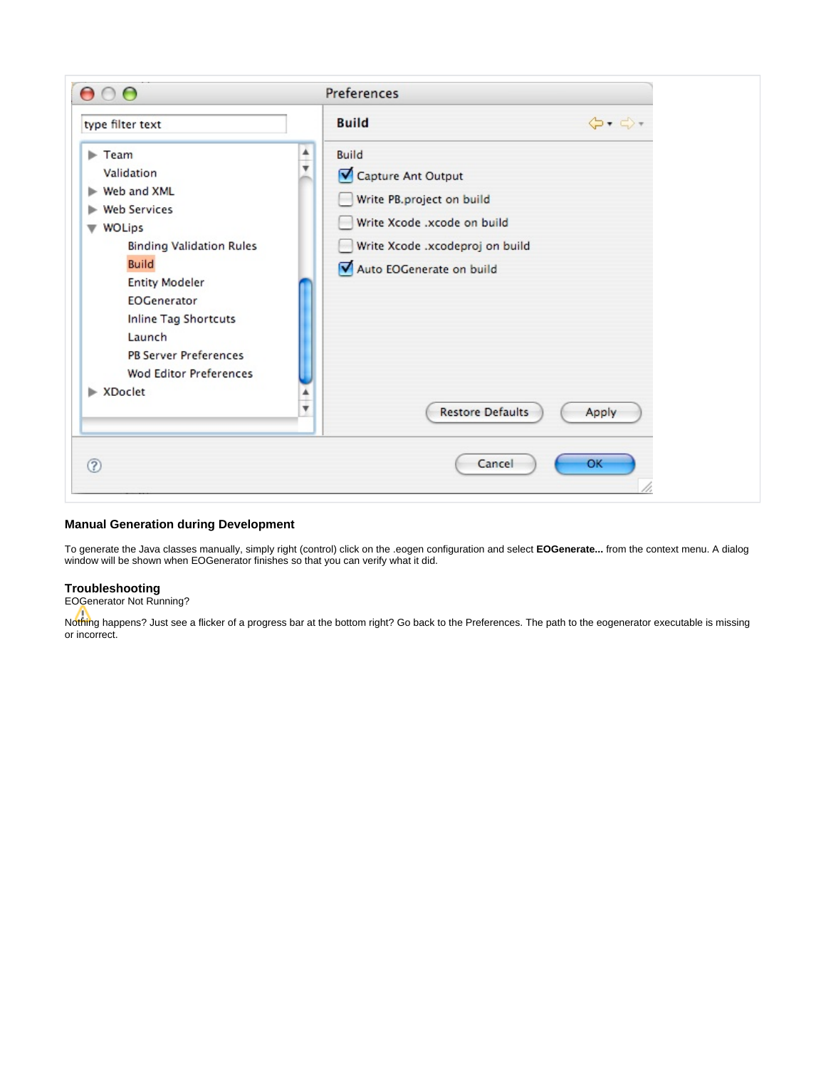## Manual Generation during Development

To generate the Java classes manually, simply right (control) click on the .eogen configuration and select **EOGenerate...** from the context menu. A dialog window will be shown when EOGenerator finishes so that you can verify what it did.

## Troubleshooting

EOGenerator Not Running?

Nothing happens? Just see a flicker of a progress bar at the bottom right? Go back to the Preferences. The path to the eogenerator executable is missing or incorrect.